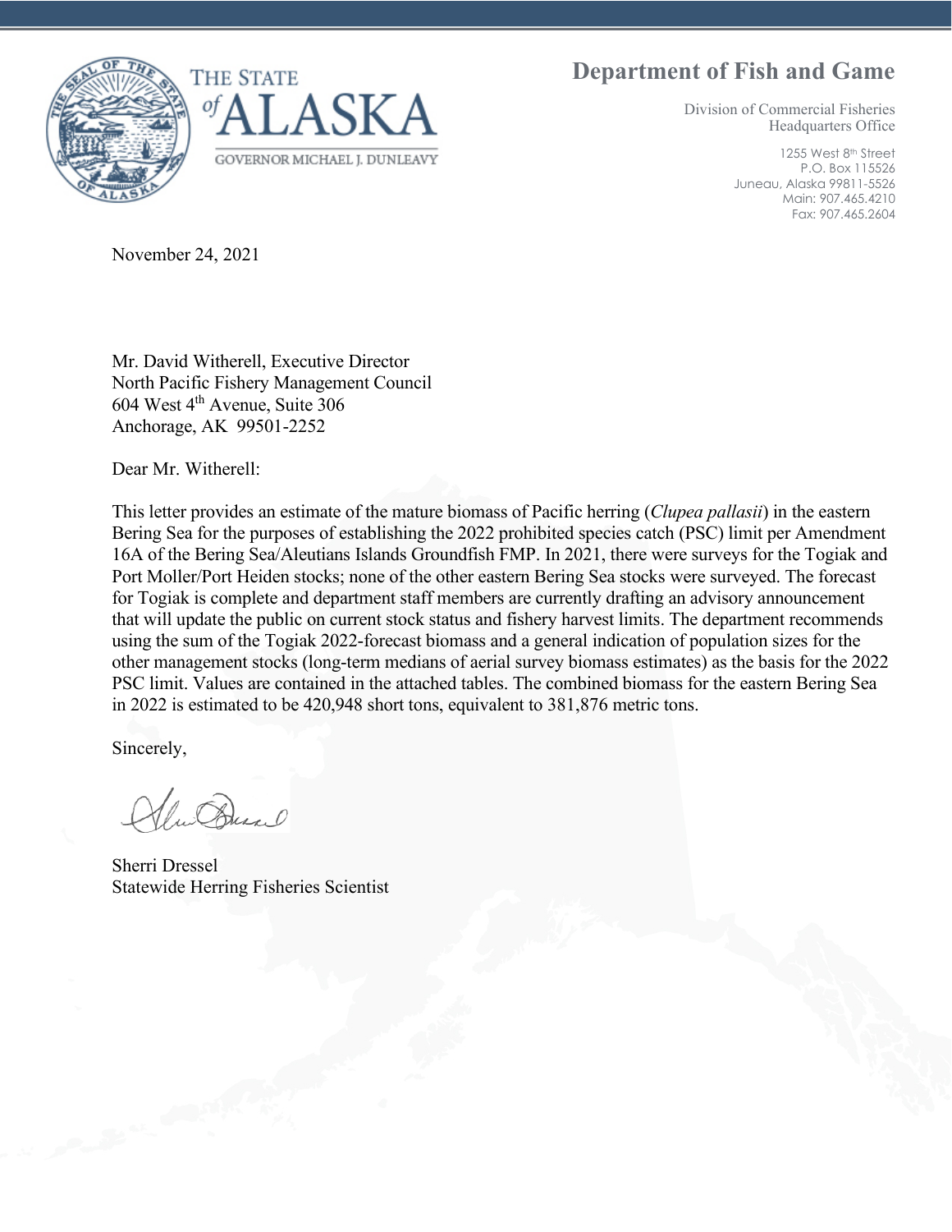THE STATE *of* ALASKA

GOVERNOR MICHAEL J. DUNLEAVY

# Department of Fish and Game

Division of Commercial Fisheries
Headquarters Office

1255 West 8th Street
P.O. Box 115526
Juneau, Alaska 99811-5526
Main: 907.465.4210
Fax: 907.465.2604

November 24, 2021

Mr. David Witherell, Executive Director
North Pacific Fishery Management Council
604 West 4th Avenue, Suite 306
Anchorage, AK 99501-2252

Dear Mr. Witherell:

This letter provides an estimate of the mature biomass of Pacific herring (*Clupea pallasii*) in the eastern Bering Sea for the purposes of establishing the 2022 prohibited species catch (PSC) limit per Amendment 16A of the Bering Sea/Aleutians Islands Groundfish FMP. In 2021, there were surveys for the Togiak and Port Moller/Port Heiden stocks; none of the other eastern Bering Sea stocks were surveyed. The forecast for Togiak is complete and department staff members are currently drafting an advisory announcement that will update the public on current stock status and fishery harvest limits. The department recommends using the sum of the Togiak 2022-forecast biomass and a general indication of population sizes for the other management stocks (long-term medians of aerial survey biomass estimates) as the basis for the 2022 PSC limit. Values are contained in the attached tables. The combined biomass for the eastern Bering Sea in 2022 is estimated to be 420,948 short tons, equivalent to 381,876 metric tons.

Sincerely,

Sherri Dressel
Statewide Herring Fisheries Scientist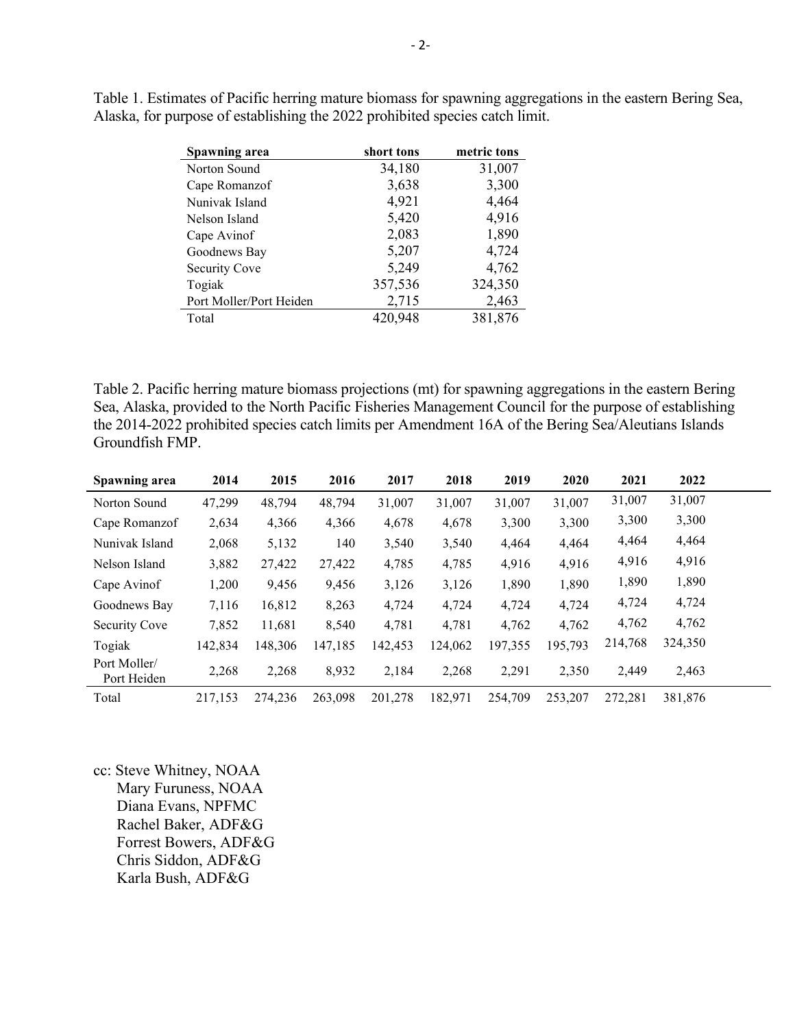Table 1. Estimates of Pacific herring mature biomass for spawning aggregations in the eastern Bering Sea, Alaska, for purpose of establishing the 2022 prohibited species catch limit.

| Spawning area | short tons | metric tons |
|---|---|---|
| Norton Sound | 34,180 | 31,007 |
| Cape Romanzof | 3,638 | 3,300 |
| Nunivak Island | 4,921 | 4,464 |
| Nelson Island | 5,420 | 4,916 |
| Cape Avinof | 2,083 | 1,890 |
| Goodnews Bay | 5,207 | 4,724 |
| Security Cove | 5,249 | 4,762 |
| Togiak | 357,536 | 324,350 |
| Port Moller/Port Heiden | 2,715 | 2,463 |
| Total | 420,948 | 381,876 |

Table 2. Pacific herring mature biomass projections (mt) for spawning aggregations in the eastern Bering Sea, Alaska, provided to the North Pacific Fisheries Management Council for the purpose of establishing the 2014-2022 prohibited species catch limits per Amendment 16A of the Bering Sea/Aleutians Islands Groundfish FMP.

| Spawning area | 2014 | 2015 | 2016 | 2017 | 2018 | 2019 | 2020 | 2021 | 2022 |
|---|---|---|---|---|---|---|---|---|---|
| Norton Sound | 47,299 | 48,794 | 48,794 | 31,007 | 31,007 | 31,007 | 31,007 | 31,007 | 31,007 |
| Cape Romanzof | 2,634 | 4,366 | 4,366 | 4,678 | 4,678 | 3,300 | 3,300 | 3,300 | 3,300 |
| Nunivak Island | 2,068 | 5,132 | 140 | 3,540 | 3,540 | 4,464 | 4,464 | 4,464 | 4,464 |
| Nelson Island | 3,882 | 27,422 | 27,422 | 4,785 | 4,785 | 4,916 | 4,916 | 4,916 | 4,916 |
| Cape Avinof | 1,200 | 9,456 | 9,456 | 3,126 | 3,126 | 1,890 | 1,890 | 1,890 | 1,890 |
| Goodnews Bay | 7,116 | 16,812 | 8,263 | 4,724 | 4,724 | 4,724 | 4,724 | 4,724 | 4,724 |
| Security Cove | 7,852 | 11,681 | 8,540 | 4,781 | 4,781 | 4,762 | 4,762 | 4,762 | 4,762 |
| Togiak | 142,834 | 148,306 | 147,185 | 142,453 | 124,062 | 197,355 | 195,793 | 214,768 | 324,350 |
| Port Moller/ Port Heiden | 2,268 | 2,268 | 8,932 | 2,184 | 2,268 | 2,291 | 2,350 | 2,449 | 2,463 |
| Total | 217,153 | 274,236 | 263,098 | 201,278 | 182,971 | 254,709 | 253,207 | 272,281 | 381,876 |

cc: Steve Whitney, NOAA
Mary Furuness, NOAA
Diana Evans, NPFMC
Rachel Baker, ADF&G
Forrest Bowers, ADF&G
Chris Siddon, ADF&G
Karla Bush, ADF&G